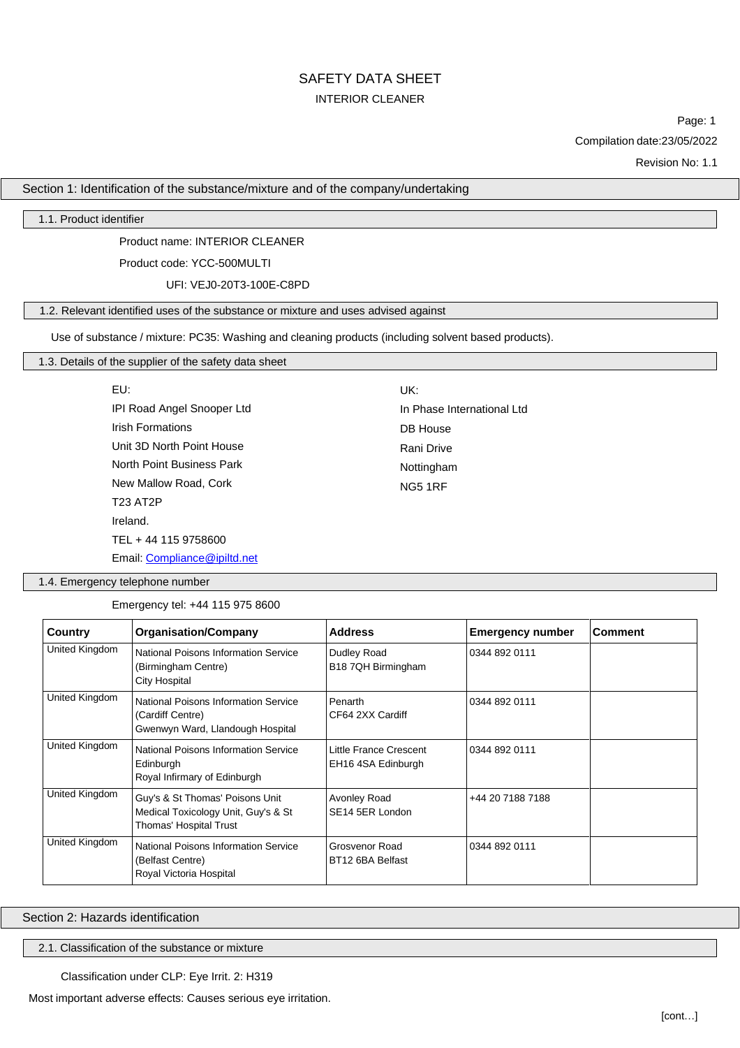# SAFETY DATA SHEET

INTERIOR CLEANER

Compilation date:23/05/2022

Revision No: 1.1

## Section 1: Identification of the substance/mixture and of the company/undertaking

### 1.1. Product identifier

Product name: INTERIOR CLEANER

Product code: YCC-500MULTI

UFI: VEJ0-20T3-100E-C8PD

### 1.2. Relevant identified uses of the substance or mixture and uses advised against

Use of substance / mixture: PC35: Washing and cleaning products (including solvent based products).

### 1.3. Details of the supplier of the safety data sheet

EU:
IPI Road Angel Snooper Ltd
Irish Formations
Unit 3D North Point House
North Point Business Park
New Mallow Road, Cork
T23 AT2P
Ireland.
TEL + 44 115 9758600
Email: Compliance@ipiltd.net

UK:
In Phase International Ltd
DB House
Rani Drive
Nottingham
NG5 1RF

### 1.4. Emergency telephone number

Emergency tel: +44 115 975 8600

| Country | Organisation/Company | Address | Emergency number | Comment |
|---|---|---|---|---|
| United Kingdom | National Poisons Information Service (Birmingham Centre) City Hospital | Dudley Road B18 7QH Birmingham | 0344 892 0111 | |
| United Kingdom | National Poisons Information Service (Cardiff Centre) Gwenwyn Ward, Llandough Hospital | Penarth CF64 2XX Cardiff | 0344 892 0111 | |
| United Kingdom | National Poisons Information Service Edinburgh Royal Infirmary of Edinburgh | Little France Crescent EH16 4SA Edinburgh | 0344 892 0111 | |
| United Kingdom | Guy's & St Thomas' Poisons Unit Medical Toxicology Unit, Guy's & St Thomas' Hospital Trust | Avonley Road SE14 5ER London | +44 20 7188 7188 | |
| United Kingdom | National Poisons Information Service (Belfast Centre) Royal Victoria Hospital | Grosvenor Road BT12 6BA Belfast | 0344 892 0111 | |

## Section 2: Hazards identification

### 2.1. Classification of the substance or mixture

Classification under CLP: Eye Irrit. 2: H319

Most important adverse effects: Causes serious eye irritation.

[cont…]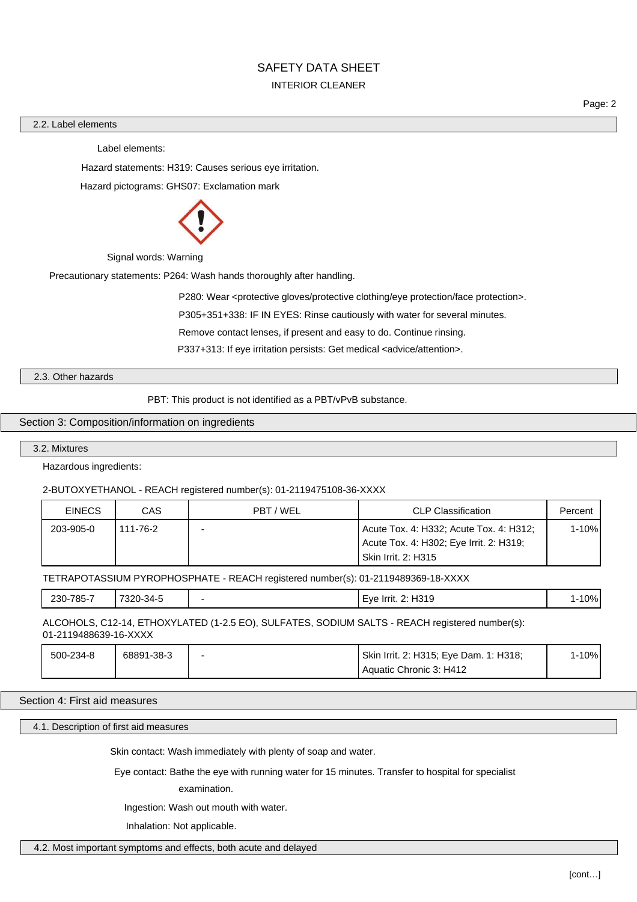### 2.2. Label elements

Label elements:

Hazard statements: H319: Causes serious eye irritation.

Hazard pictograms: GHS07: Exclamation mark

Signal words: Warning

Precautionary statements: P264: Wash hands thoroughly after handling.

P280: Wear <protective gloves/protective clothing/eye protection/face protection>.

P305+351+338: IF IN EYES: Rinse cautiously with water for several minutes.

Remove contact lenses, if present and easy to do. Continue rinsing.

P337+313: If eye irritation persists: Get medical <advice/attention>.

### 2.3. Other hazards

PBT: This product is not identified as a PBT/vPvB substance.

## Section 3: Composition/information on ingredients

### 3.2. Mixtures

Hazardous ingredients:

2-BUTOXYETHANOL - REACH registered number(s): 01-2119475108-36-XXXX

| EINECS | CAS | PBT / WEL | CLP Classification | Percent |
|---|---|---|---|---|
| 203-905-0 | 111-76-2 | - | Acute Tox. 4: H332; Acute Tox. 4: H312; Acute Tox. 4: H302; Eye Irrit. 2: H319; Skin Irrit. 2: H315 | 1-10% |

TETRAPOTASSIUM PYROPHOSPHATE - REACH registered number(s): 01-2119489369-18-XXXX

| EINECS | CAS | PBT / WEL | CLP Classification | Percent |
|---|---|---|---|---|
| 230-785-7 | 7320-34-5 | - | Eye Irrit. 2: H319 | 1-10% |

ALCOHOLS, C12-14, ETHOXYLATED (1-2.5 EO), SULFATES, SODIUM SALTS - REACH registered number(s): 01-2119488639-16-XXXX

| EINECS | CAS | PBT / WEL | CLP Classification | Percent |
|---|---|---|---|---|
| 500-234-8 | 68891-38-3 | - | Skin Irrit. 2: H315; Eye Dam. 1: H318; Aquatic Chronic 3: H412 | 1-10% |

## Section 4: First aid measures

### 4.1. Description of first aid measures

Skin contact: Wash immediately with plenty of soap and water.

Eye contact: Bathe the eye with running water for 15 minutes. Transfer to hospital for specialist examination.

Ingestion: Wash out mouth with water.

Inhalation: Not applicable.

### 4.2. Most important symptoms and effects, both acute and delayed

[cont…]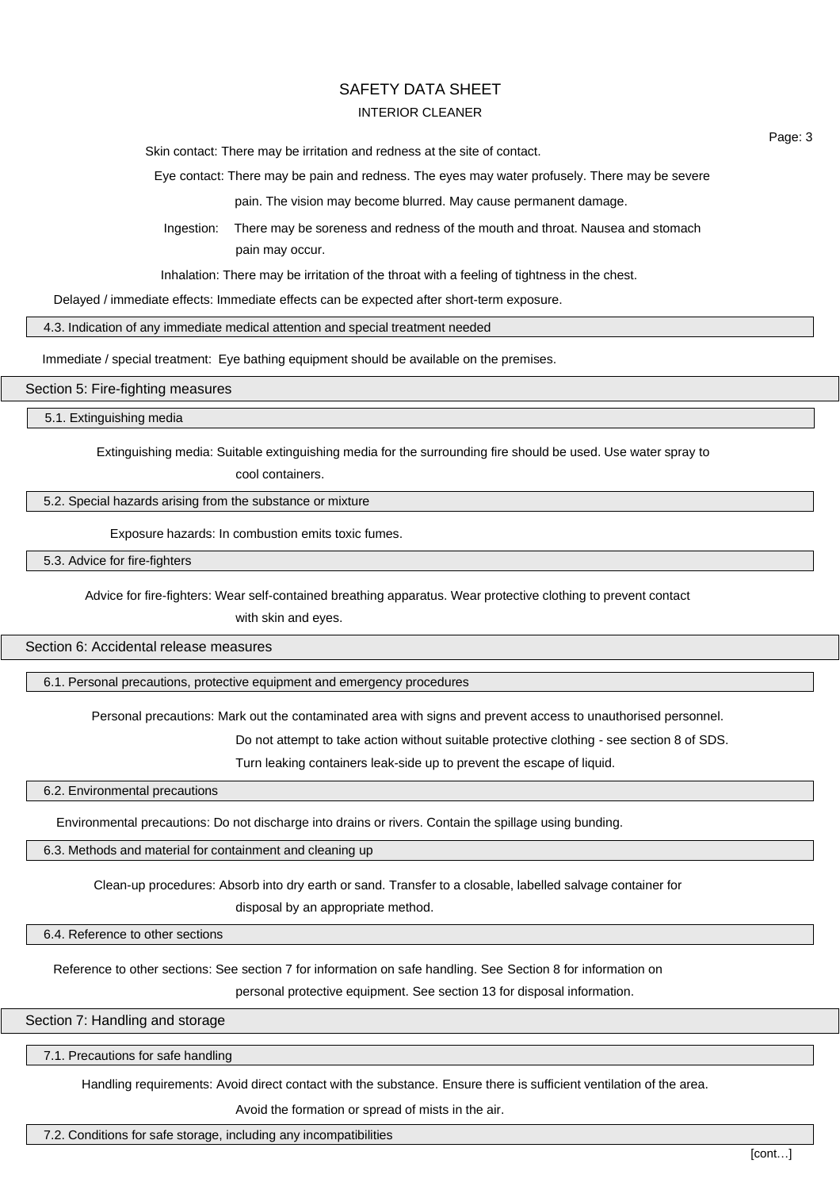**Skin contact:** There may be irritation and redness at the site of contact.

**Eye contact:** There may be pain and redness. The eyes may water profusely. There may be severe pain. The vision may become blurred. May cause permanent damage.

**Ingestion:** There may be soreness and redness of the mouth and throat. Nausea and stomach pain may occur.

**Inhalation:** There may be irritation of the throat with a feeling of tightness in the chest.

**Delayed / immediate effects:** Immediate effects can be expected after short-term exposure.

### 4.3. Indication of any immediate medical attention and special treatment needed

**Immediate / special treatment:** Eye bathing equipment should be available on the premises.

## Section 5: Fire-fighting measures

### 5.1. Extinguishing media

**Extinguishing media:** Suitable extinguishing media for the surrounding fire should be used. Use water spray to cool containers.

### 5.2. Special hazards arising from the substance or mixture

**Exposure hazards:** In combustion emits toxic fumes.

### 5.3. Advice for fire-fighters

**Advice for fire-fighters:** Wear self-contained breathing apparatus. Wear protective clothing to prevent contact with skin and eyes.

## Section 6: Accidental release measures

### 6.1. Personal precautions, protective equipment and emergency procedures

**Personal precautions:** Mark out the contaminated area with signs and prevent access to unauthorised personnel. Do not attempt to take action without suitable protective clothing - see section 8 of SDS. Turn leaking containers leak-side up to prevent the escape of liquid.

### 6.2. Environmental precautions

**Environmental precautions:** Do not discharge into drains or rivers. Contain the spillage using bunding.

### 6.3. Methods and material for containment and cleaning up

**Clean-up procedures:** Absorb into dry earth or sand. Transfer to a closable, labelled salvage container for disposal by an appropriate method.

### 6.4. Reference to other sections

**Reference to other sections:** See section 7 for information on safe handling. See Section 8 for information on personal protective equipment. See section 13 for disposal information.

## Section 7: Handling and storage

### 7.1. Precautions for safe handling

**Handling requirements:** Avoid direct contact with the substance. Ensure there is sufficient ventilation of the area. Avoid the formation or spread of mists in the air.

### 7.2. Conditions for safe storage, including any incompatibilities

[cont…]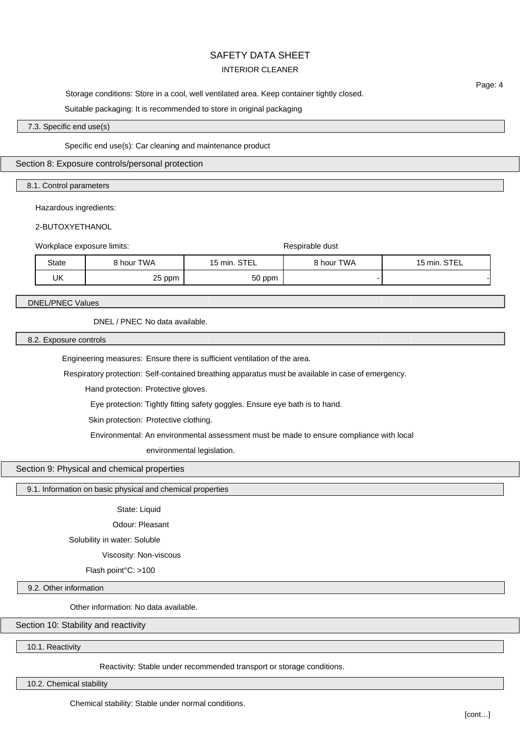Storage conditions: Store in a cool, well ventilated area. Keep container tightly closed.

Suitable packaging: It is recommended to store in original packaging

### 7.3. Specific end use(s)

Specific end use(s): Car cleaning and maintenance product

## Section 8: Exposure controls/personal protection

### 8.1. Control parameters

Hazardous ingredients:

2-BUTOXYETHANOL

| Workplace exposure limits: | | | Respirable dust | |
|---|---|---|---|---|
| State | 8 hour TWA | 15 min. STEL | 8 hour TWA | 15 min. STEL |
| UK | 25 ppm | 50 ppm | - | - |

### DNEL/PNEC Values

DNEL / PNEC No data available.

### 8.2. Exposure controls

Engineering measures: Ensure there is sufficient ventilation of the area.

Respiratory protection: Self-contained breathing apparatus must be available in case of emergency.

Hand protection: Protective gloves.

Eye protection: Tightly fitting safety goggles. Ensure eye bath is to hand.

Skin protection: Protective clothing.

Environmental: An environmental assessment must be made to ensure compliance with local environmental legislation.

## Section 9: Physical and chemical properties

### 9.1. Information on basic physical and chemical properties

State: Liquid

Odour: Pleasant

Solubility in water: Soluble

Viscosity: Non-viscous

Flash point°C: >100

### 9.2. Other information

Other information: No data available.

## Section 10: Stability and reactivity

### 10.1. Reactivity

Reactivity: Stable under recommended transport or storage conditions.

### 10.2. Chemical stability

Chemical stability: Stable under normal conditions.

[cont…]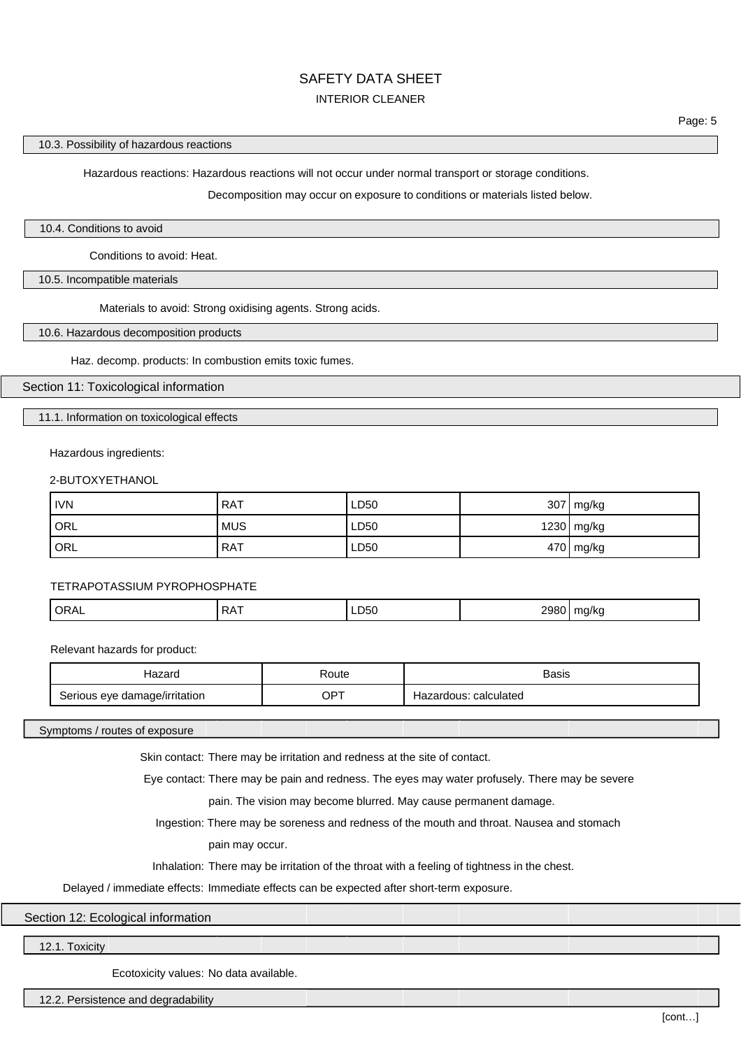### 10.3. Possibility of hazardous reactions

Hazardous reactions: Hazardous reactions will not occur under normal transport or storage conditions.

Decomposition may occur on exposure to conditions or materials listed below.

### 10.4. Conditions to avoid

Conditions to avoid: Heat.

### 10.5. Incompatible materials

Materials to avoid: Strong oxidising agents. Strong acids.

### 10.6. Hazardous decomposition products

Haz. decomp. products: In combustion emits toxic fumes.

## Section 11: Toxicological information

### 11.1. Information on toxicological effects

Hazardous ingredients:

2-BUTOXYETHANOL

| | | | | |
|---|---|---|---|---|
| IVN | RAT | LD50 | 307 | mg/kg |
| ORL | MUS | LD50 | 1230 | mg/kg |
| ORL | RAT | LD50 | 470 | mg/kg |

TETRAPOTASSIUM PYROPHOSPHATE

| | | | | |
|---|---|---|---|---|
| ORAL | RAT | LD50 | 2980 | mg/kg |

Relevant hazards for product:

| Hazard | Route | Basis |
|---|---|---|
| Serious eye damage/irritation | OPT | Hazardous: calculated |

### Symptoms / routes of exposure

Skin contact: There may be irritation and redness at the site of contact.

Eye contact: There may be pain and redness. The eyes may water profusely. There may be severe pain. The vision may become blurred. May cause permanent damage.

Ingestion: There may be soreness and redness of the mouth and throat. Nausea and stomach pain may occur.

Inhalation: There may be irritation of the throat with a feeling of tightness in the chest.

Delayed / immediate effects: Immediate effects can be expected after short-term exposure.

## Section 12: Ecological information

### 12.1. Toxicity

Ecotoxicity values: No data available.

### 12.2. Persistence and degradability

[cont…]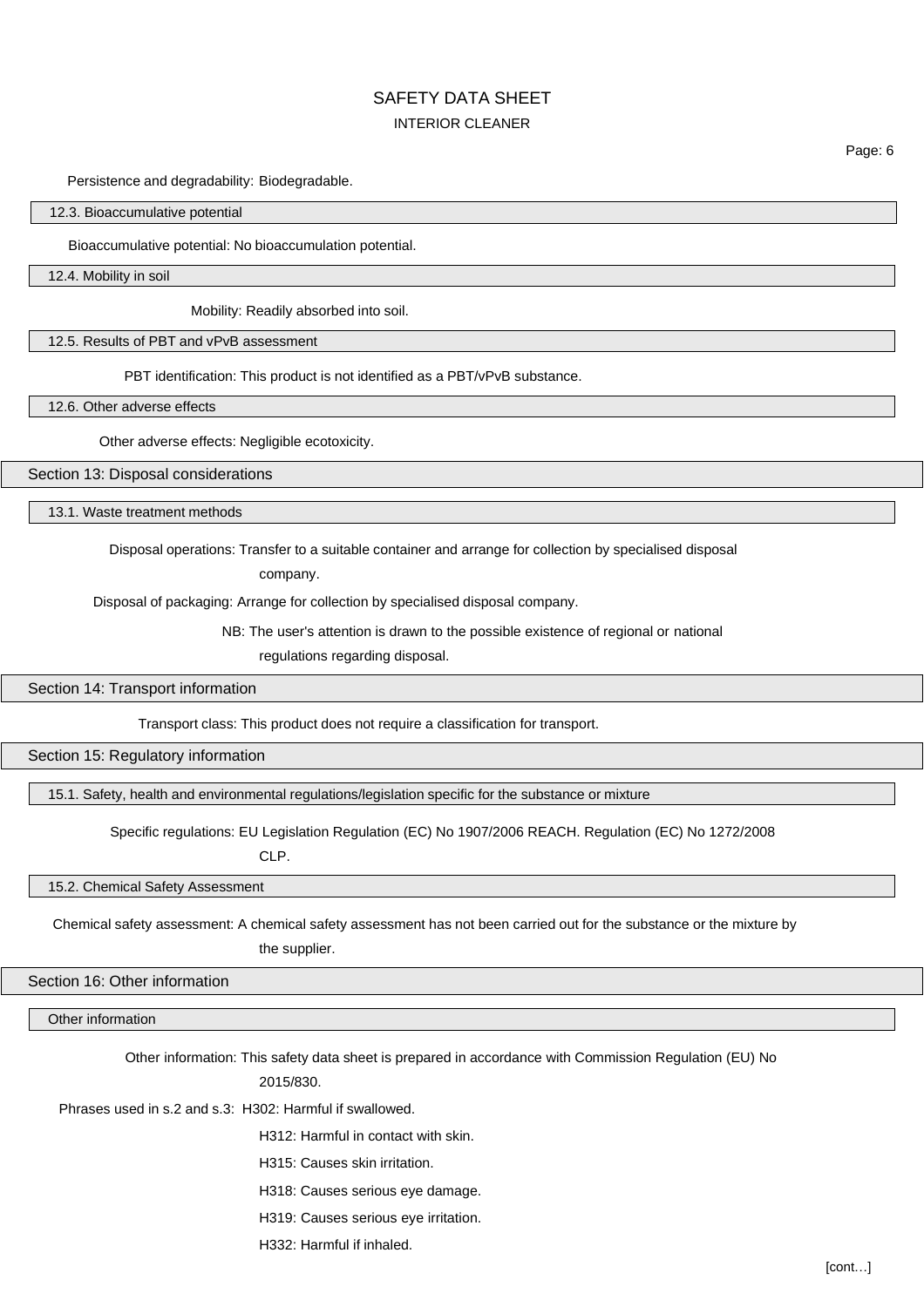Persistence and degradability: Biodegradable.

### 12.3. Bioaccumulative potential

Bioaccumulative potential: No bioaccumulation potential.

### 12.4. Mobility in soil

Mobility: Readily absorbed into soil.

### 12.5. Results of PBT and vPvB assessment

PBT identification: This product is not identified as a PBT/vPvB substance.

### 12.6. Other adverse effects

Other adverse effects: Negligible ecotoxicity.

## Section 13: Disposal considerations

### 13.1. Waste treatment methods

Disposal operations: Transfer to a suitable container and arrange for collection by specialised disposal company.

Disposal of packaging: Arrange for collection by specialised disposal company.

NB: The user's attention is drawn to the possible existence of regional or national regulations regarding disposal.

## Section 14: Transport information

Transport class: This product does not require a classification for transport.

## Section 15: Regulatory information

### 15.1. Safety, health and environmental regulations/legislation specific for the substance or mixture

Specific regulations: EU Legislation Regulation (EC) No 1907/2006 REACH. Regulation (EC) No 1272/2008 CLP.

### 15.2. Chemical Safety Assessment

Chemical safety assessment: A chemical safety assessment has not been carried out for the substance or the mixture by the supplier.

## Section 16: Other information

### Other information

Other information: This safety data sheet is prepared in accordance with Commission Regulation (EU) No 2015/830.

Phrases used in s.2 and s.3: H302: Harmful if swallowed.

H312: Harmful in contact with skin.

H315: Causes skin irritation.

H318: Causes serious eye damage.

H319: Causes serious eye irritation.

H332: Harmful if inhaled.

[cont…]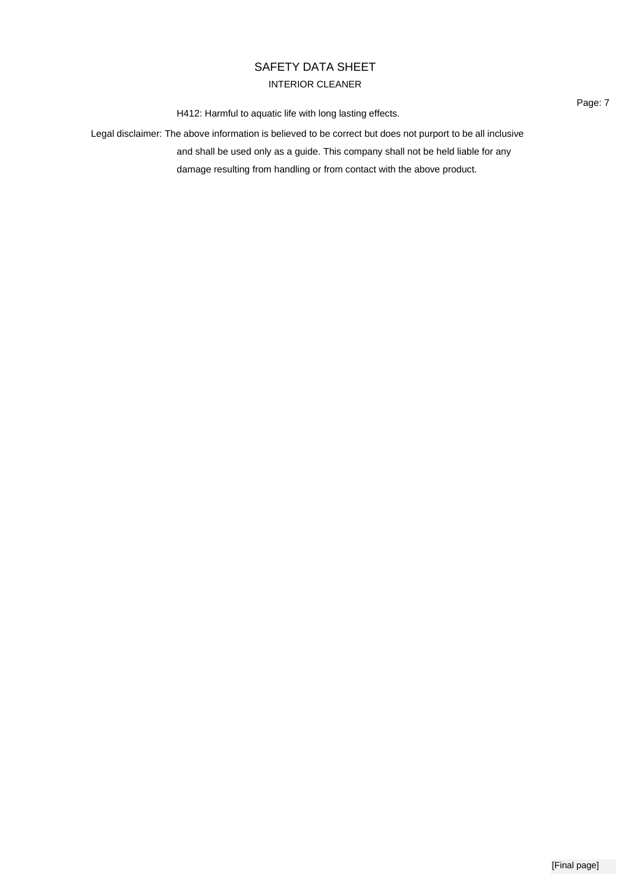H412: Harmful to aquatic life with long lasting effects.

Legal disclaimer: The above information is believed to be correct but does not purport to be all inclusive and shall be used only as a guide. This company shall not be held liable for any damage resulting from handling or from contact with the above product.

[Final page]